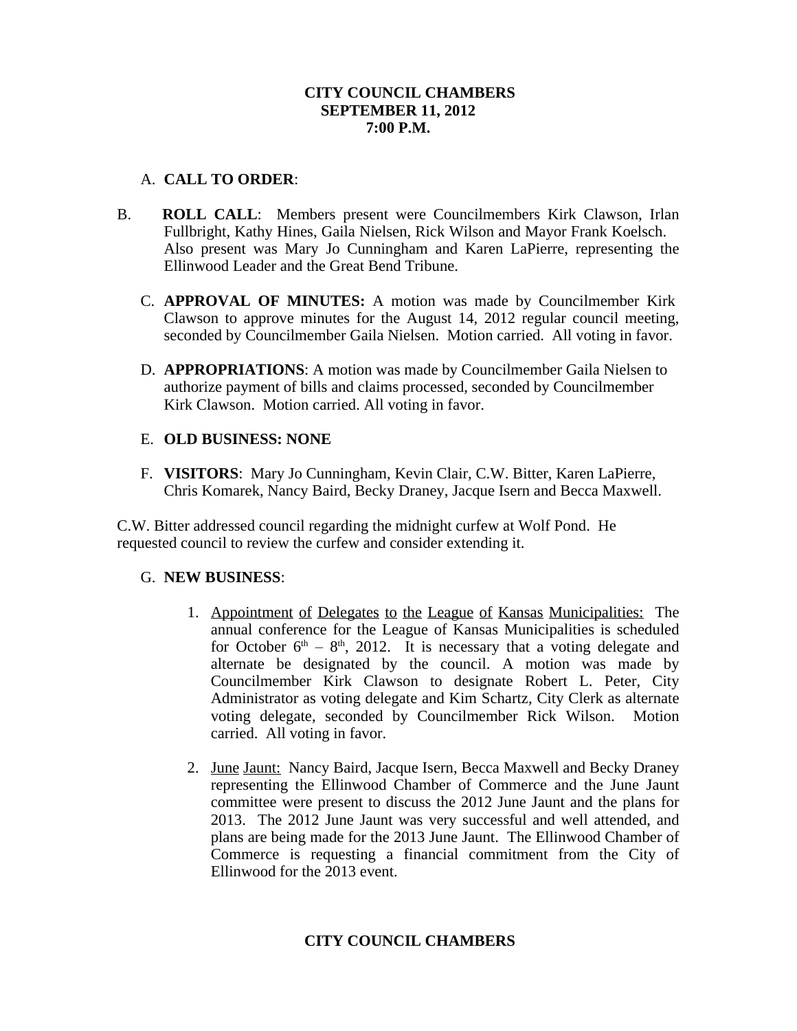**CITY COUNCIL CHAMBERS**
**SEPTEMBER 11, 2012**
**7:00 P.M.**

A. **CALL TO ORDER**:

B. **ROLL CALL**: Members present were Councilmembers Kirk Clawson, Irlan Fullbright, Kathy Hines, Gaila Nielsen, Rick Wilson and Mayor Frank Koelsch. Also present was Mary Jo Cunningham and Karen LaPierre, representing the Ellinwood Leader and the Great Bend Tribune.

C. **APPROVAL OF MINUTES:** A motion was made by Councilmember Kirk Clawson to approve minutes for the August 14, 2012 regular council meeting, seconded by Councilmember Gaila Nielsen. Motion carried. All voting in favor.

D. **APPROPRIATIONS**: A motion was made by Councilmember Gaila Nielsen to authorize payment of bills and claims processed, seconded by Councilmember Kirk Clawson. Motion carried. All voting in favor.

E. **OLD BUSINESS: NONE**

F. **VISITORS**: Mary Jo Cunningham, Kevin Clair, C.W. Bitter, Karen LaPierre, Chris Komarek, Nancy Baird, Becky Draney, Jacque Isern and Becca Maxwell.

C.W. Bitter addressed council regarding the midnight curfew at Wolf Pond. He requested council to review the curfew and consider extending it.

G. **NEW BUSINESS**:

1. Appointment of Delegates to the League of Kansas Municipalities: The annual conference for the League of Kansas Municipalities is scheduled for October 6th – 8th, 2012. It is necessary that a voting delegate and alternate be designated by the council. A motion was made by Councilmember Kirk Clawson to designate Robert L. Peter, City Administrator as voting delegate and Kim Schartz, City Clerk as alternate voting delegate, seconded by Councilmember Rick Wilson. Motion carried. All voting in favor.

2. June Jaunt: Nancy Baird, Jacque Isern, Becca Maxwell and Becky Draney representing the Ellinwood Chamber of Commerce and the June Jaunt committee were present to discuss the 2012 June Jaunt and the plans for 2013. The 2012 June Jaunt was very successful and well attended, and plans are being made for the 2013 June Jaunt. The Ellinwood Chamber of Commerce is requesting a financial commitment from the City of Ellinwood for the 2013 event.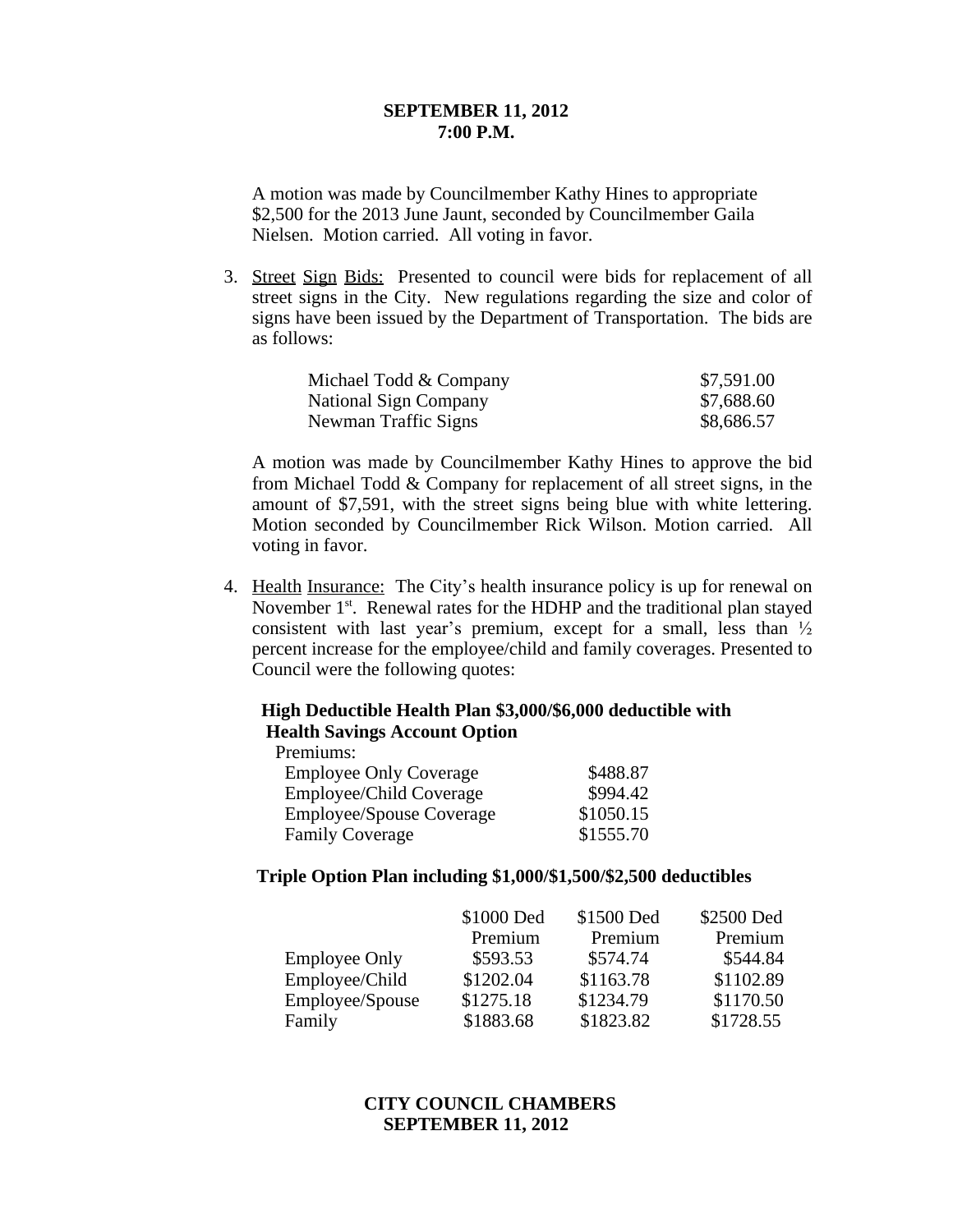**SEPTEMBER 11, 2012**
**7:00 P.M.**

A motion was made by Councilmember Kathy Hines to appropriate $2,500 for the 2013 June Jaunt, seconded by Councilmember Gaila Nielsen. Motion carried. All voting in favor.

3. Street Sign Bids: Presented to council were bids for replacement of all street signs in the City. New regulations regarding the size and color of signs have been issued by the Department of Transportation. The bids are as follows:

| | |
|---|---|
| Michael Todd & Company | $7,591.00 |
| National Sign Company | $7,688.60 |
| Newman Traffic Signs | $8,686.57 |

A motion was made by Councilmember Kathy Hines to approve the bid from Michael Todd & Company for replacement of all street signs, in the amount of $7,591, with the street signs being blue with white lettering. Motion seconded by Councilmember Rick Wilson. Motion carried. All voting in favor.

4. Health Insurance: The City's health insurance policy is up for renewal on November 1st. Renewal rates for the HDHP and the traditional plan stayed consistent with last year's premium, except for a small, less than ½ percent increase for the employee/child and family coverages. Presented to Council were the following quotes:

**High Deductible Health Plan $3,000/$6,000 deductible with Health Savings Account Option**

| Premiums: | |
|---|---|
| Employee Only Coverage | $488.87 |
| Employee/Child Coverage | $994.42 |
| Employee/Spouse Coverage | $1050.15 |
| Family Coverage | $1555.70 |

**Triple Option Plan including $1,000/$1,500/$2,500 deductibles**

| | $1000 Ded Premium | $1500 Ded Premium | $2500 Ded Premium |
|---|---|---|---|
| Employee Only | $593.53 | $574.74 | $544.84 |
| Employee/Child | $1202.04 | $1163.78 | $1102.89 |
| Employee/Spouse | $1275.18 | $1234.79 | $1170.50 |
| Family | $1883.68 | $1823.82 | $1728.55 |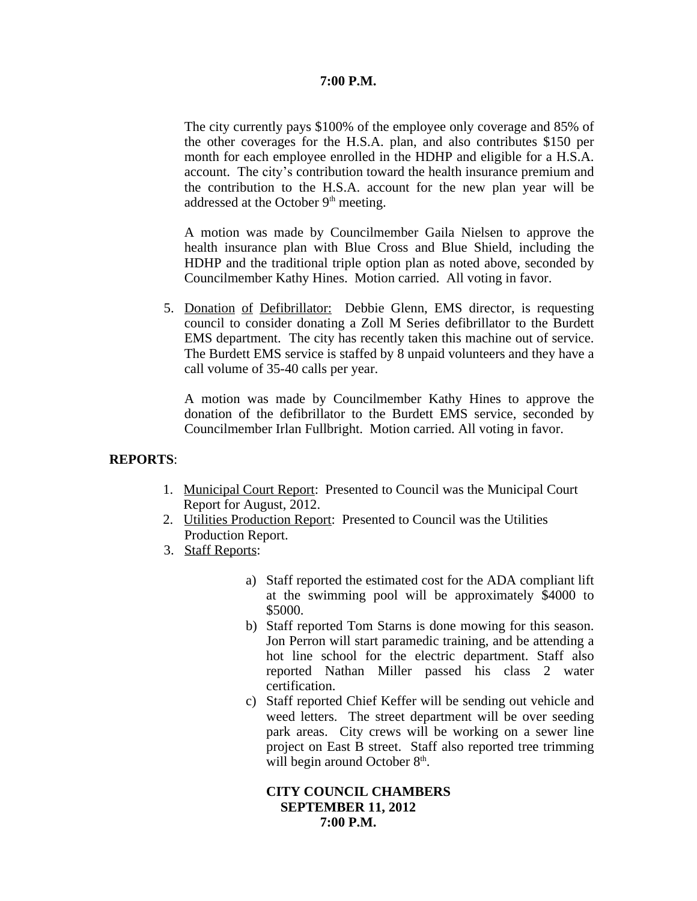The city currently pays $100% of the employee only coverage and 85% of the other coverages for the H.S.A. plan, and also contributes $150 per month for each employee enrolled in the HDHP and eligible for a H.S.A. account. The city's contribution toward the health insurance premium and the contribution to the H.S.A. account for the new plan year will be addressed at the October 9th meeting.

A motion was made by Councilmember Gaila Nielsen to approve the health insurance plan with Blue Cross and Blue Shield, including the HDHP and the traditional triple option plan as noted above, seconded by Councilmember Kathy Hines. Motion carried. All voting in favor.

5. Donation of Defibrillator: Debbie Glenn, EMS director, is requesting council to consider donating a Zoll M Series defibrillator to the Burdett EMS department. The city has recently taken this machine out of service. The Burdett EMS service is staffed by 8 unpaid volunteers and they have a call volume of 35-40 calls per year.

   A motion was made by Councilmember Kathy Hines to approve the donation of the defibrillator to the Burdett EMS service, seconded by Councilmember Irlan Fullbright. Motion carried. All voting in favor.

**REPORTS**:

1. Municipal Court Report: Presented to Council was the Municipal Court Report for August, 2012.
2. Utilities Production Report: Presented to Council was the Utilities Production Report.
3. Staff Reports:

   a) Staff reported the estimated cost for the ADA compliant lift at the swimming pool will be approximately $4000 to $5000.
   b) Staff reported Tom Starns is done mowing for this season. Jon Perron will start paramedic training, and be attending a hot line school for the electric department. Staff also reported Nathan Miller passed his class 2 water certification.
   c) Staff reported Chief Keffer will be sending out vehicle and weed letters. The street department will be over seeding park areas. City crews will be working on a sewer line project on East B street. Staff also reported tree trimming will begin around October 8th.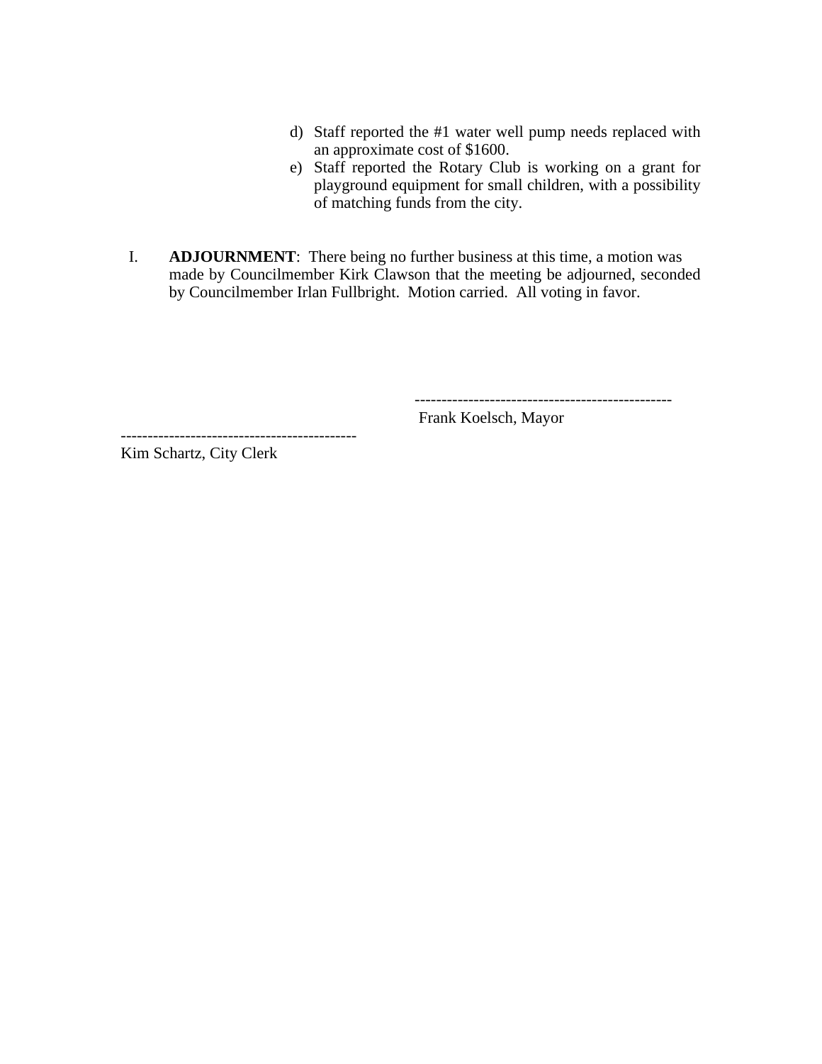d) Staff reported the #1 water well pump needs replaced with an approximate cost of $1600.
e) Staff reported the Rotary Club is working on a grant for playground equipment for small children, with a possibility of matching funds from the city.

I. **ADJOURNMENT**: There being no further business at this time, a motion was made by Councilmember Kirk Clawson that the meeting be adjourned, seconded by Councilmember Irlan Fullbright. Motion carried. All voting in favor.

------------------------------------------------
Frank Koelsch, Mayor

--------------------------------------------
Kim Schartz, City Clerk